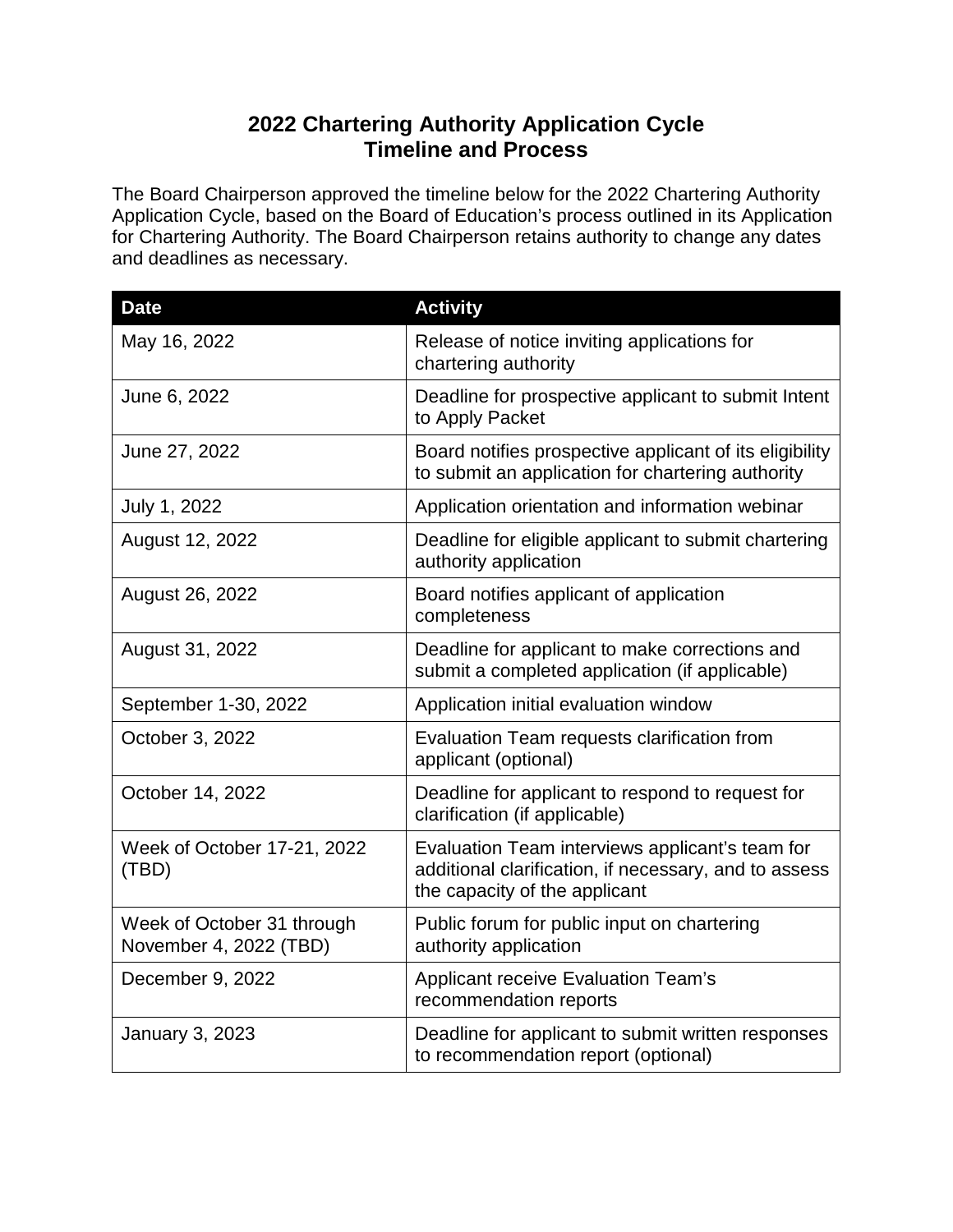# 2022 Chartering Authority Application Cycle
# Timeline and Process

The Board Chairperson approved the timeline below for the 2022 Chartering Authority Application Cycle, based on the Board of Education's process outlined in its Application for Chartering Authority. The Board Chairperson retains authority to change any dates and deadlines as necessary.

| Date | Activity |
|---|---|
| May 16, 2022 | Release of notice inviting applications for chartering authority |
| June 6, 2022 | Deadline for prospective applicant to submit Intent to Apply Packet |
| June 27, 2022 | Board notifies prospective applicant of its eligibility to submit an application for chartering authority |
| July 1, 2022 | Application orientation and information webinar |
| August 12, 2022 | Deadline for eligible applicant to submit chartering authority application |
| August 26, 2022 | Board notifies applicant of application completeness |
| August 31, 2022 | Deadline for applicant to make corrections and submit a completed application (if applicable) |
| September 1-30, 2022 | Application initial evaluation window |
| October 3, 2022 | Evaluation Team requests clarification from applicant (optional) |
| October 14, 2022 | Deadline for applicant to respond to request for clarification (if applicable) |
| Week of October 17-21, 2022 (TBD) | Evaluation Team interviews applicant's team for additional clarification, if necessary, and to assess the capacity of the applicant |
| Week of October 31 through November 4, 2022 (TBD) | Public forum for public input on chartering authority application |
| December 9, 2022 | Applicant receive Evaluation Team's recommendation reports |
| January 3, 2023 | Deadline for applicant to submit written responses to recommendation report (optional) |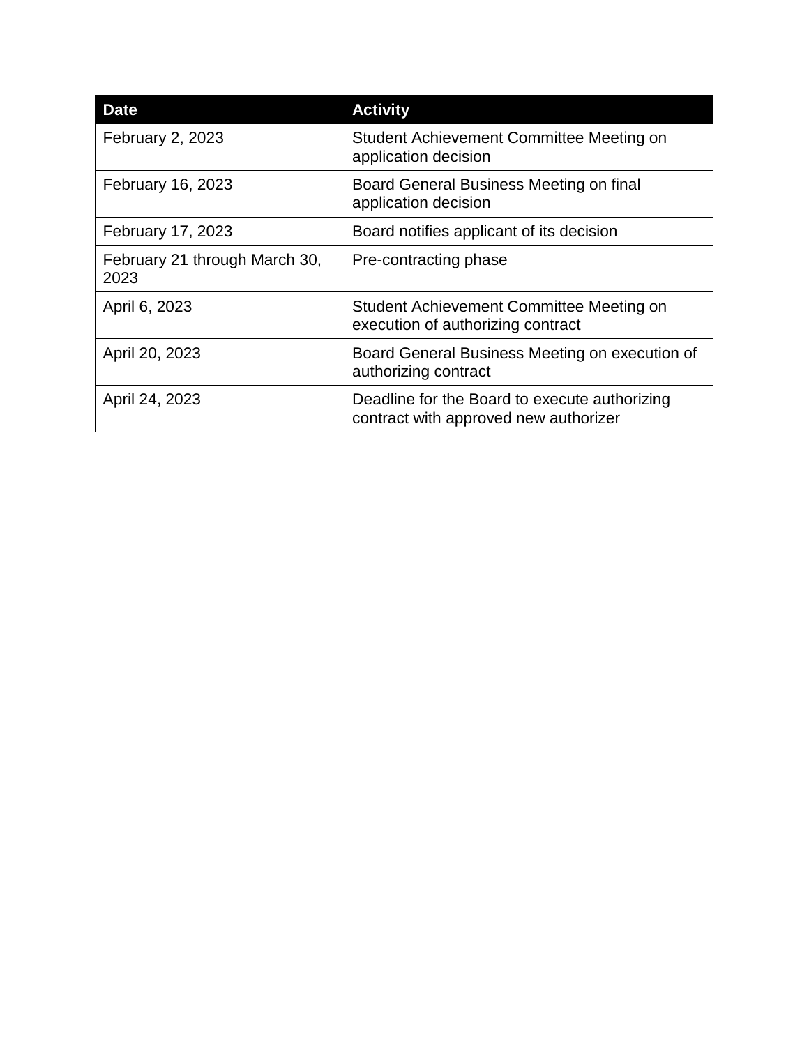| Date | Activity |
| --- | --- |
| February 2, 2023 | Student Achievement Committee Meeting on application decision |
| February 16, 2023 | Board General Business Meeting on final application decision |
| February 17, 2023 | Board notifies applicant of its decision |
| February 21 through March 30, 2023 | Pre-contracting phase |
| April 6, 2023 | Student Achievement Committee Meeting on execution of authorizing contract |
| April 20, 2023 | Board General Business Meeting on execution of authorizing contract |
| April 24, 2023 | Deadline for the Board to execute authorizing contract with approved new authorizer |